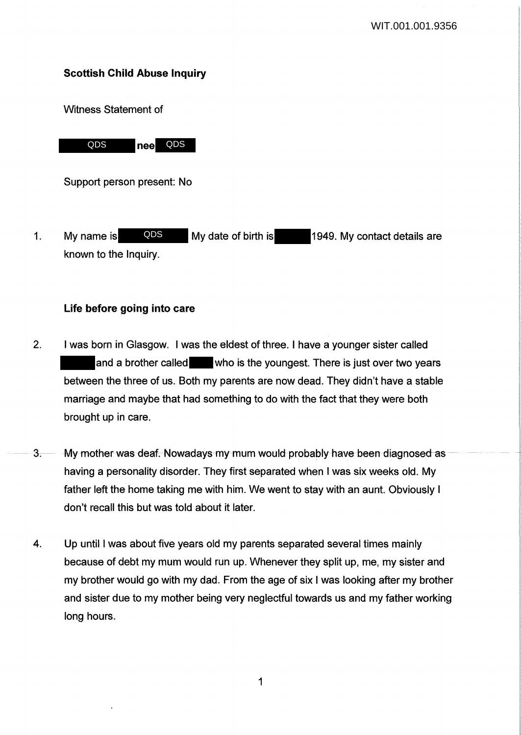WIT.001.001.9356

**Scottish Child Abuse Inquiry**

Witness Statement of

**QDS nee QDS**

Support person present: No

1. My name is QDS My date of birth is 1949. My contact details are known to the Inquiry.

**Life before going into care**

2. I was born in Glasgow. I was the eldest of three. I have a younger sister called and a brother called who is the youngest. There is just over two years between the three of us. Both my parents are now dead. They didn't have a stable marriage and maybe that had something to do with the fact that they were both brought up in care.

3. My mother was deaf. Nowadays my mum would probably have been diagnosed as having a personality disorder. They first separated when I was six weeks old. My father left the home taking me with him. We went to stay with an aunt. Obviously I don't recall this but was told about it later.

4. Up until I was about five years old my parents separated several times mainly because of debt my mum would run up. Whenever they split up, me, my sister and my brother would go with my dad. From the age of six I was looking after my brother and sister due to my mother being very neglectful towards us and my father working long hours.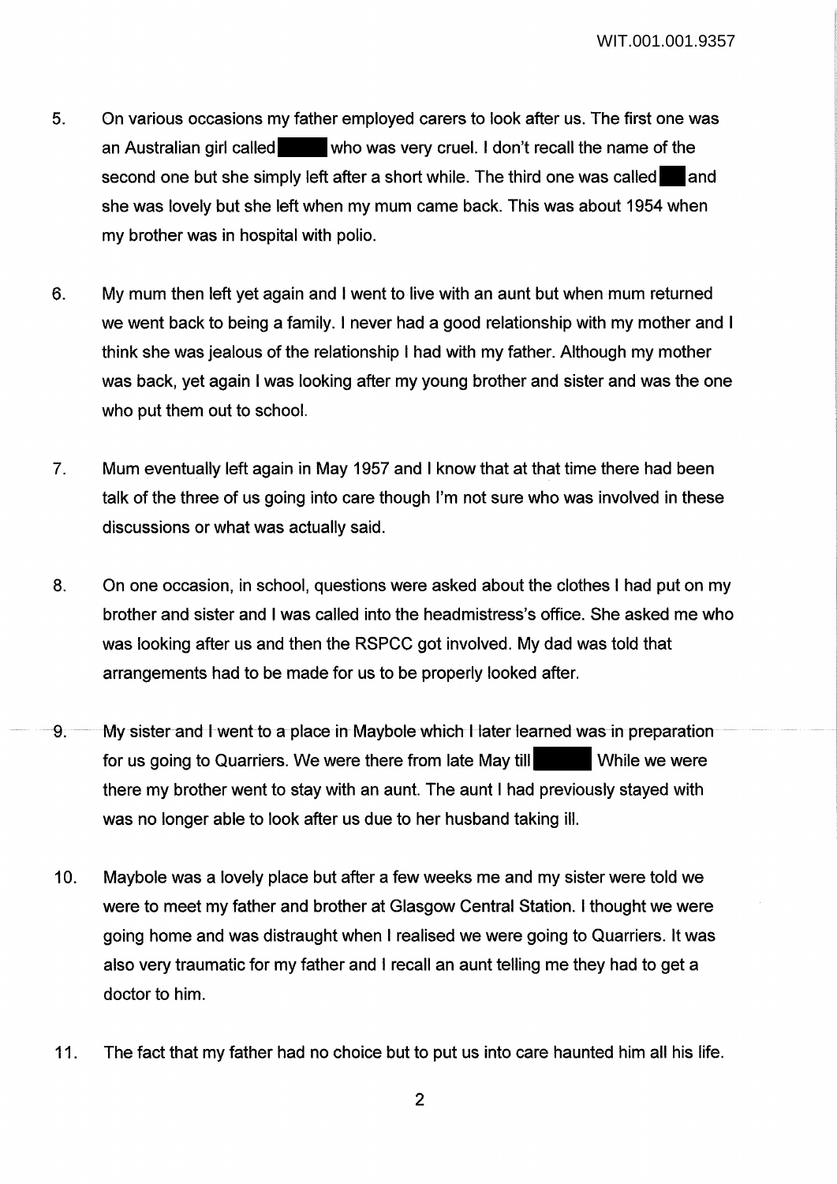5. On various occasions my father employed carers to look after us. The first one was an Australian girl called ██████ who was very cruel. I don't recall the name of the second one but she simply left after a short while. The third one was called ███ and she was lovely but she left when my mum came back. This was about 1954 when my brother was in hospital with polio.

6. My mum then left yet again and I went to live with an aunt but when mum returned we went back to being a family. I never had a good relationship with my mother and I think she was jealous of the relationship I had with my father. Although my mother was back, yet again I was looking after my young brother and sister and was the one who put them out to school.

7. Mum eventually left again in May 1957 and I know that at that time there had been talk of the three of us going into care though I'm not sure who was involved in these discussions or what was actually said.

8. On one occasion, in school, questions were asked about the clothes I had put on my brother and sister and I was called into the headmistress's office. She asked me who was looking after us and then the RSPCC got involved. My dad was told that arrangements had to be made for us to be properly looked after.

9. My sister and I went to a place in Maybole which I later learned was in preparation for us going to Quarriers. We were there from late May till ██████ While we were there my brother went to stay with an aunt. The aunt I had previously stayed with was no longer able to look after us due to her husband taking ill.

10. Maybole was a lovely place but after a few weeks me and my sister were told we were to meet my father and brother at Glasgow Central Station. I thought we were going home and was distraught when I realised we were going to Quarriers. It was also very traumatic for my father and I recall an aunt telling me they had to get a doctor to him.

11. The fact that my father had no choice but to put us into care haunted him all his life.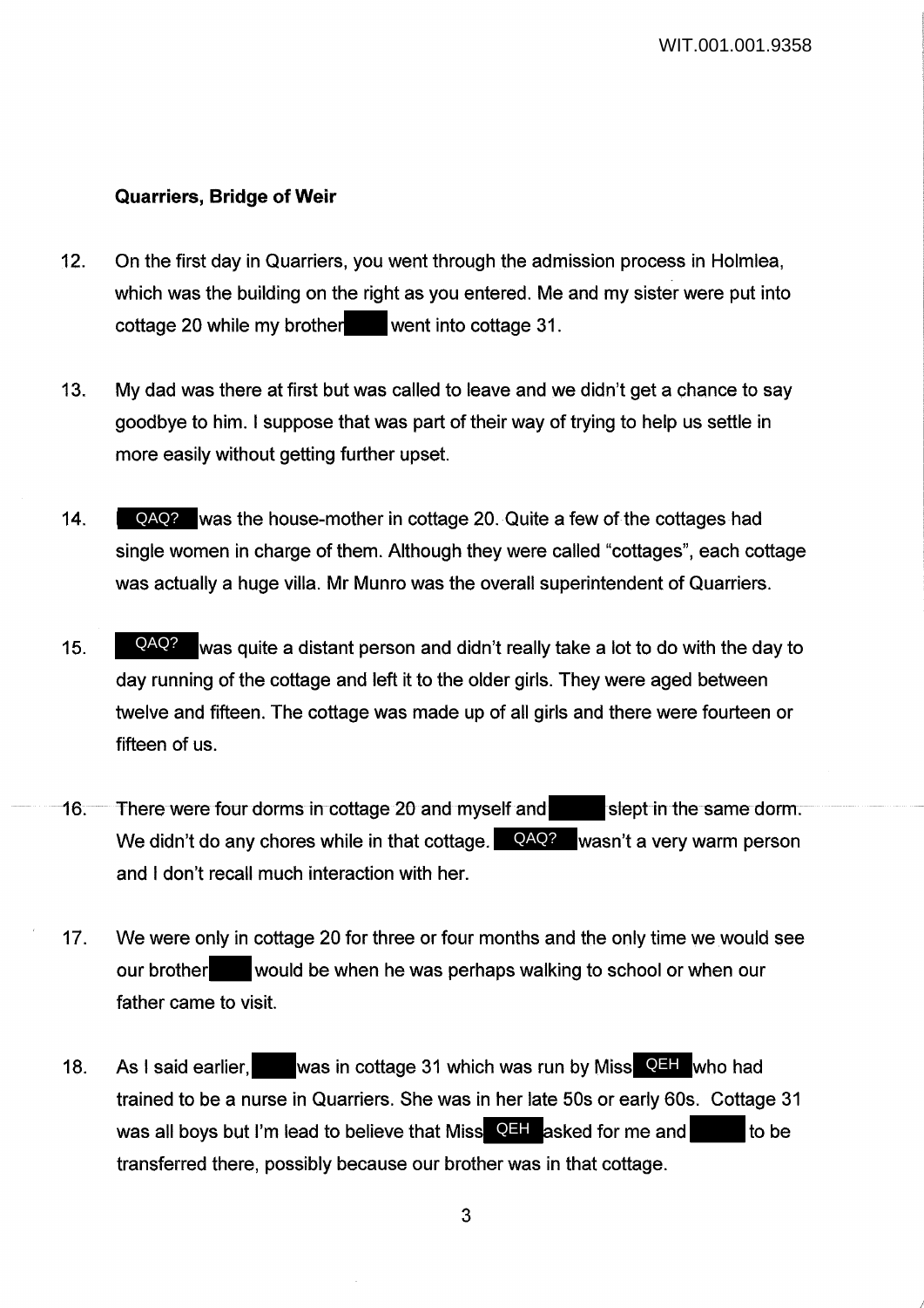**Quarriers, Bridge of Weir**

12. On the first day in Quarriers, you went through the admission process in Holmlea, which was the building on the right as you entered. Me and my sister were put into cottage 20 while my brother went into cottage 31.

13. My dad was there at first but was called to leave and we didn't get a chance to say goodbye to him. I suppose that was part of their way of trying to help us settle in more easily without getting further upset.

14. QAQ? was the house-mother in cottage 20. Quite a few of the cottages had single women in charge of them. Although they were called "cottages", each cottage was actually a huge villa. Mr Munro was the overall superintendent of Quarriers.

15. QAQ? was quite a distant person and didn't really take a lot to do with the day to day running of the cottage and left it to the older girls. They were aged between twelve and fifteen. The cottage was made up of all girls and there were fourteen or fifteen of us.

16. There were four dorms in cottage 20 and myself and slept in the same dorm. We didn't do any chores while in that cottage. QAQ? wasn't a very warm person and I don't recall much interaction with her.

17. We were only in cottage 20 for three or four months and the only time we would see our brother would be when he was perhaps walking to school or when our father came to visit.

18. As I said earlier, was in cottage 31 which was run by Miss QEH who had trained to be a nurse in Quarriers. She was in her late 50s or early 60s. Cottage 31 was all boys but I'm lead to believe that Miss QEH asked for me and to be transferred there, possibly because our brother was in that cottage.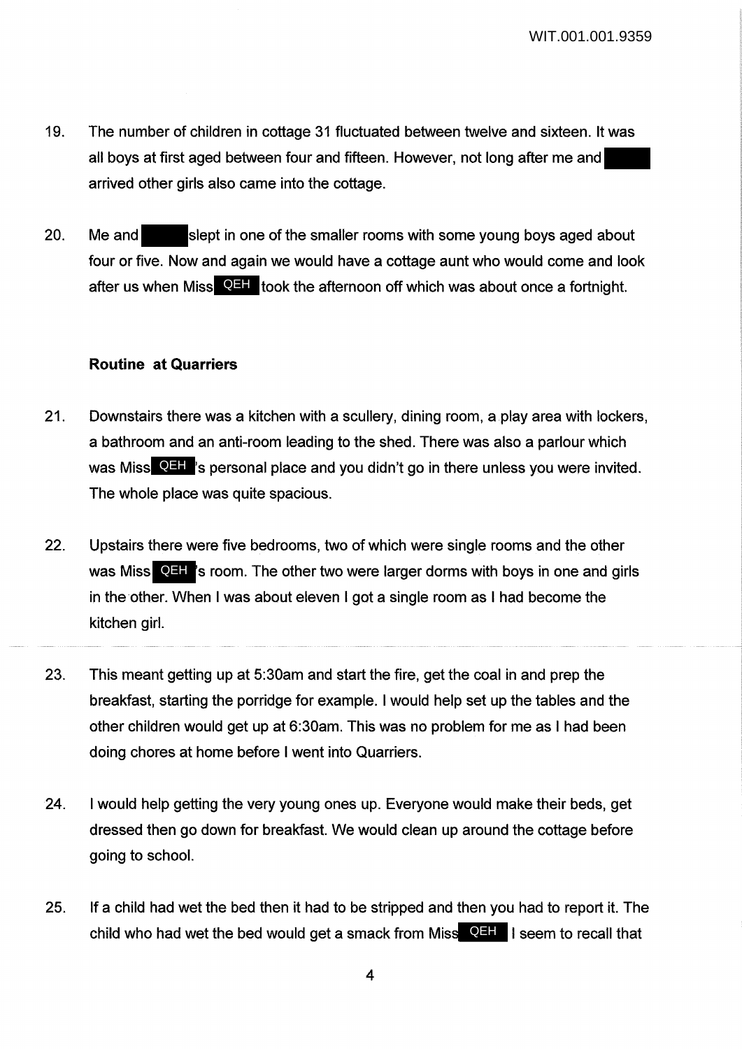19. The number of children in cottage 31 fluctuated between twelve and sixteen. It was all boys at first aged between four and fifteen. However, not long after me and ████ arrived other girls also came into the cottage.

20. Me and ████ slept in one of the smaller rooms with some young boys aged about four or five. Now and again we would have a cottage aunt who would come and look after us when Miss QEH took the afternoon off which was about once a fortnight.

**Routine at Quarriers**

21. Downstairs there was a kitchen with a scullery, dining room, a play area with lockers, a bathroom and an anti-room leading to the shed. There was also a parlour which was Miss QEH's personal place and you didn't go in there unless you were invited. The whole place was quite spacious.

22. Upstairs there were five bedrooms, two of which were single rooms and the other was Miss QEH's room. The other two were larger dorms with boys in one and girls in the other. When I was about eleven I got a single room as I had become the kitchen girl.

23. This meant getting up at 5:30am and start the fire, get the coal in and prep the breakfast, starting the porridge for example. I would help set up the tables and the other children would get up at 6:30am. This was no problem for me as I had been doing chores at home before I went into Quarriers.

24. I would help getting the very young ones up. Everyone would make their beds, get dressed then go down for breakfast. We would clean up around the cottage before going to school.

25. If a child had wet the bed then it had to be stripped and then you had to report it. The child who had wet the bed would get a smack from Miss QEH I seem to recall that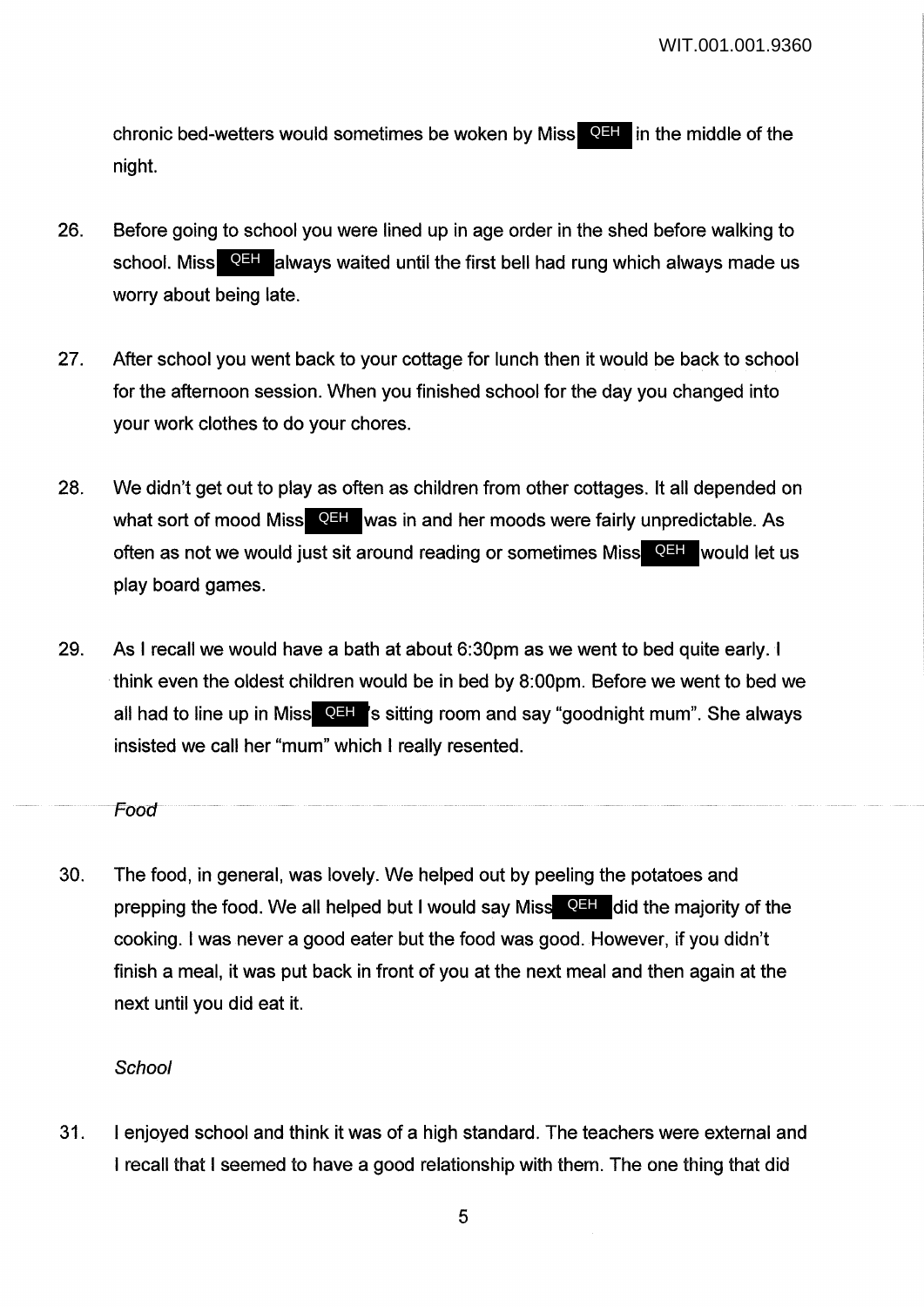chronic bed-wetters would sometimes be woken by Miss QEH in the middle of the night.

26. Before going to school you were lined up in age order in the shed before walking to school. Miss QEH always waited until the first bell had rung which always made us worry about being late.

27. After school you went back to your cottage for lunch then it would be back to school for the afternoon session. When you finished school for the day you changed into your work clothes to do your chores.

28. We didn't get out to play as often as children from other cottages. It all depended on what sort of mood Miss QEH was in and her moods were fairly unpredictable. As often as not we would just sit around reading or sometimes Miss QEH would let us play board games.

29. As I recall we would have a bath at about 6:30pm as we went to bed quite early. I think even the oldest children would be in bed by 8:00pm. Before we went to bed we all had to line up in Miss QEH's sitting room and say "goodnight mum". She always insisted we call her "mum" which I really resented.

*Food*

30. The food, in general, was lovely. We helped out by peeling the potatoes and prepping the food. We all helped but I would say Miss QEH did the majority of the cooking. I was never a good eater but the food was good. However, if you didn't finish a meal, it was put back in front of you at the next meal and then again at the next until you did eat it.

*School*

31. I enjoyed school and think it was of a high standard. The teachers were external and I recall that I seemed to have a good relationship with them. The one thing that did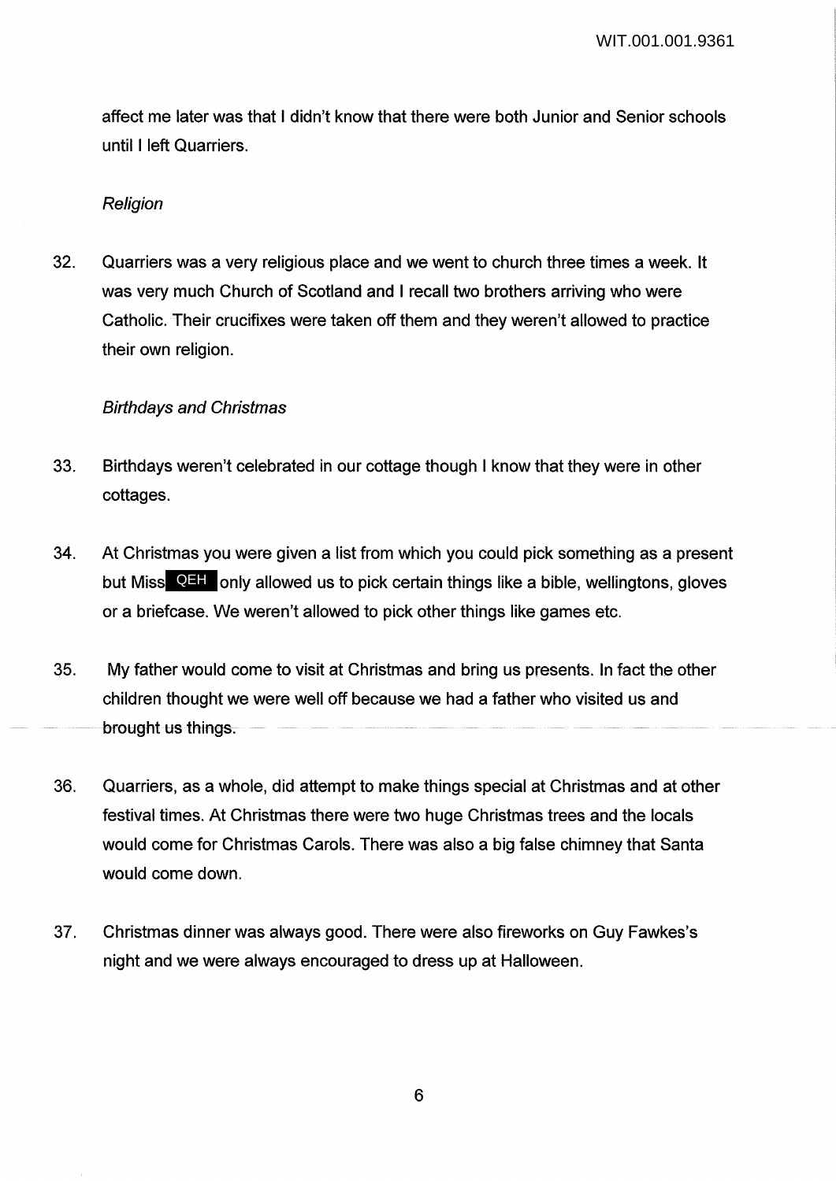affect me later was that I didn't know that there were both Junior and Senior schools until I left Quarriers.

*Religion*

32. Quarriers was a very religious place and we went to church three times a week. It was very much Church of Scotland and I recall two brothers arriving who were Catholic. Their crucifixes were taken off them and they weren't allowed to practice their own religion.

*Birthdays and Christmas*

33. Birthdays weren't celebrated in our cottage though I know that they were in other cottages.

34. At Christmas you were given a list from which you could pick something as a present but Miss QEH only allowed us to pick certain things like a bible, wellingtons, gloves or a briefcase. We weren't allowed to pick other things like games etc.

35. My father would come to visit at Christmas and bring us presents. In fact the other children thought we were well off because we had a father who visited us and brought us things.

36. Quarriers, as a whole, did attempt to make things special at Christmas and at other festival times. At Christmas there were two huge Christmas trees and the locals would come for Christmas Carols. There was also a big false chimney that Santa would come down.

37. Christmas dinner was always good. There were also fireworks on Guy Fawkes's night and we were always encouraged to dress up at Halloween.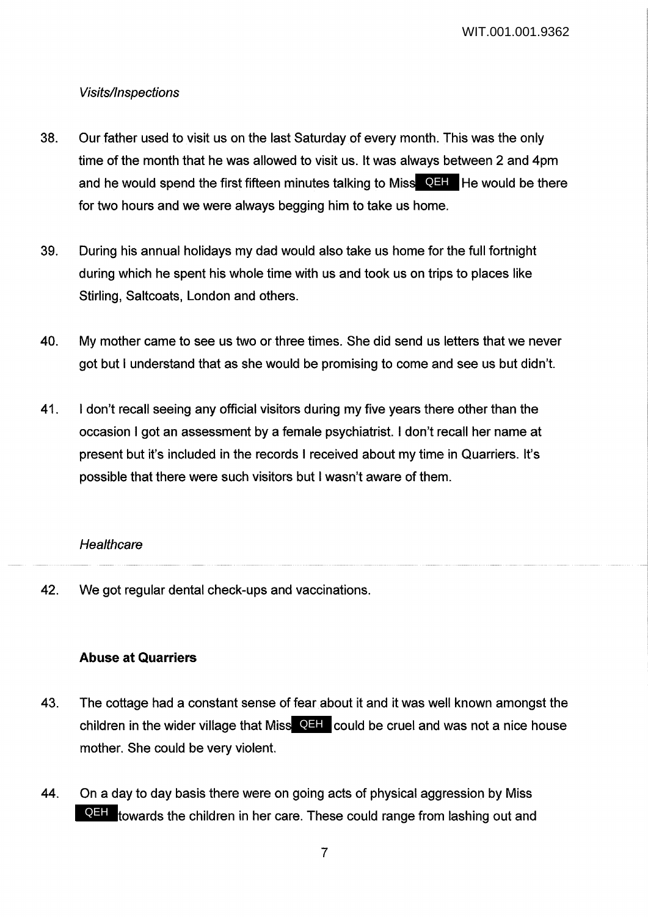*Visits/Inspections*

38. Our father used to visit us on the last Saturday of every month. This was the only time of the month that he was allowed to visit us. It was always between 2 and 4pm and he would spend the first fifteen minutes talking to Miss QEH He would be there for two hours and we were always begging him to take us home.

39. During his annual holidays my dad would also take us home for the full fortnight during which he spent his whole time with us and took us on trips to places like Stirling, Saltcoats, London and others.

40. My mother came to see us two or three times. She did send us letters that we never got but I understand that as she would be promising to come and see us but didn't.

41. I don't recall seeing any official visitors during my five years there other than the occasion I got an assessment by a female psychiatrist. I don't recall her name at present but it's included in the records I received about my time in Quarriers. It's possible that there were such visitors but I wasn't aware of them.

*Healthcare*

42. We got regular dental check-ups and vaccinations.

**Abuse at Quarriers**

43. The cottage had a constant sense of fear about it and it was well known amongst the children in the wider village that Miss QEH could be cruel and was not a nice house mother. She could be very violent.

44. On a day to day basis there were on going acts of physical aggression by Miss QEH towards the children in her care. These could range from lashing out and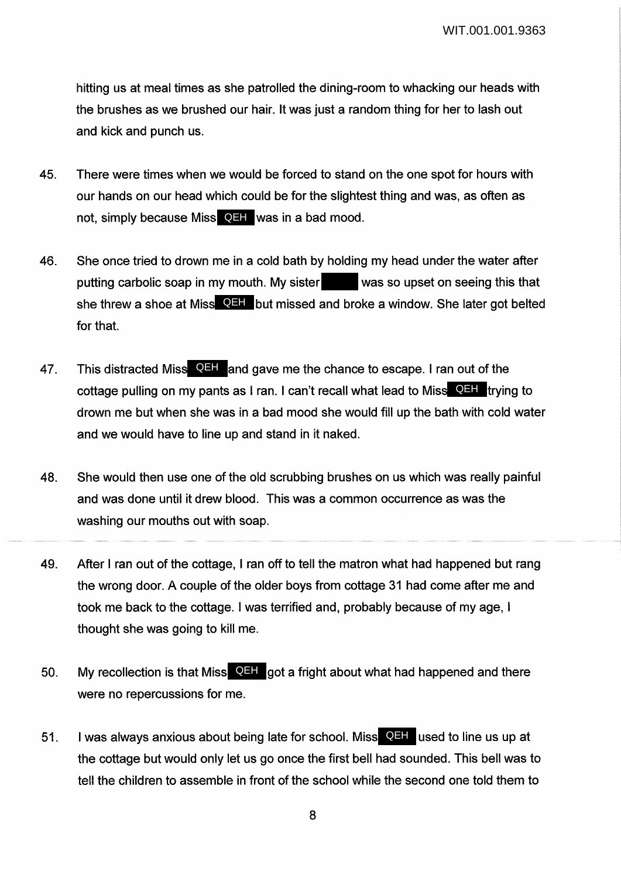hitting us at meal times as she patrolled the dining-room to whacking our heads with the brushes as we brushed our hair. It was just a random thing for her to lash out and kick and punch us.

45. There were times when we would be forced to stand on the one spot for hours with our hands on our head which could be for the slightest thing and was, as often as not, simply because Miss QEH was in a bad mood.

46. She once tried to drown me in a cold bath by holding my head under the water after putting carbolic soap in my mouth. My sister ████ was so upset on seeing this that she threw a shoe at Miss QEH but missed and broke a window. She later got belted for that.

47. This distracted Miss QEH and gave me the chance to escape. I ran out of the cottage pulling on my pants as I ran. I can't recall what lead to Miss QEH trying to drown me but when she was in a bad mood she would fill up the bath with cold water and we would have to line up and stand in it naked.

48. She would then use one of the old scrubbing brushes on us which was really painful and was done until it drew blood. This was a common occurrence as was the washing our mouths out with soap.

49. After I ran out of the cottage, I ran off to tell the matron what had happened but rang the wrong door. A couple of the older boys from cottage 31 had come after me and took me back to the cottage. I was terrified and, probably because of my age, I thought she was going to kill me.

50. My recollection is that Miss QEH got a fright about what had happened and there were no repercussions for me.

51. I was always anxious about being late for school. Miss QEH used to line us up at the cottage but would only let us go once the first bell had sounded. This bell was to tell the children to assemble in front of the school while the second one told them to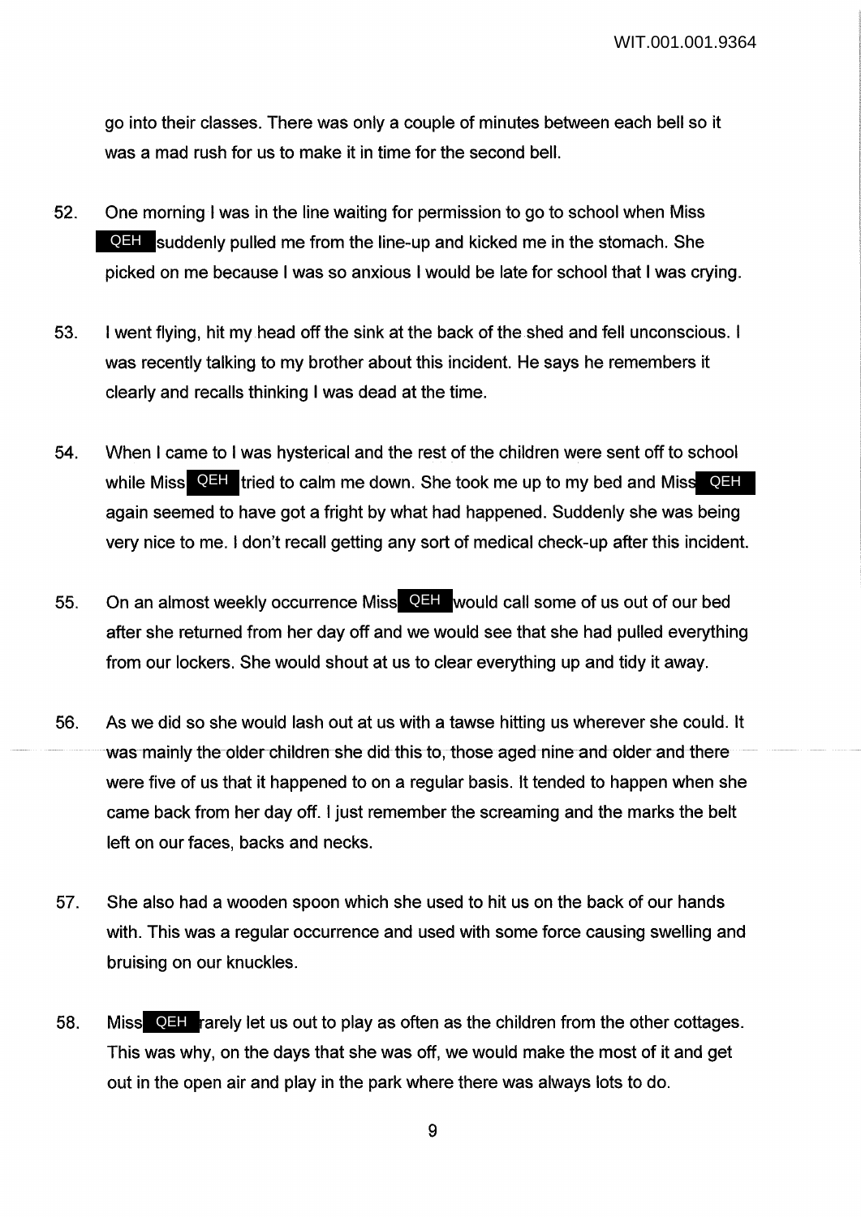go into their classes. There was only a couple of minutes between each bell so it was a mad rush for us to make it in time for the second bell.

52. One morning I was in the line waiting for permission to go to school when Miss QEH suddenly pulled me from the line-up and kicked me in the stomach. She picked on me because I was so anxious I would be late for school that I was crying.

53. I went flying, hit my head off the sink at the back of the shed and fell unconscious. I was recently talking to my brother about this incident. He says he remembers it clearly and recalls thinking I was dead at the time.

54. When I came to I was hysterical and the rest of the children were sent off to school while Miss QEH tried to calm me down. She took me up to my bed and Miss QEH again seemed to have got a fright by what had happened. Suddenly she was being very nice to me. I don't recall getting any sort of medical check-up after this incident.

55. On an almost weekly occurrence Miss QEH would call some of us out of our bed after she returned from her day off and we would see that she had pulled everything from our lockers. She would shout at us to clear everything up and tidy it away.

56. As we did so she would lash out at us with a tawse hitting us wherever she could. It was mainly the older children she did this to, those aged nine and older and there were five of us that it happened to on a regular basis. It tended to happen when she came back from her day off. I just remember the screaming and the marks the belt left on our faces, backs and necks.

57. She also had a wooden spoon which she used to hit us on the back of our hands with. This was a regular occurrence and used with some force causing swelling and bruising on our knuckles.

58. Miss QEH rarely let us out to play as often as the children from the other cottages. This was why, on the days that she was off, we would make the most of it and get out in the open air and play in the park where there was always lots to do.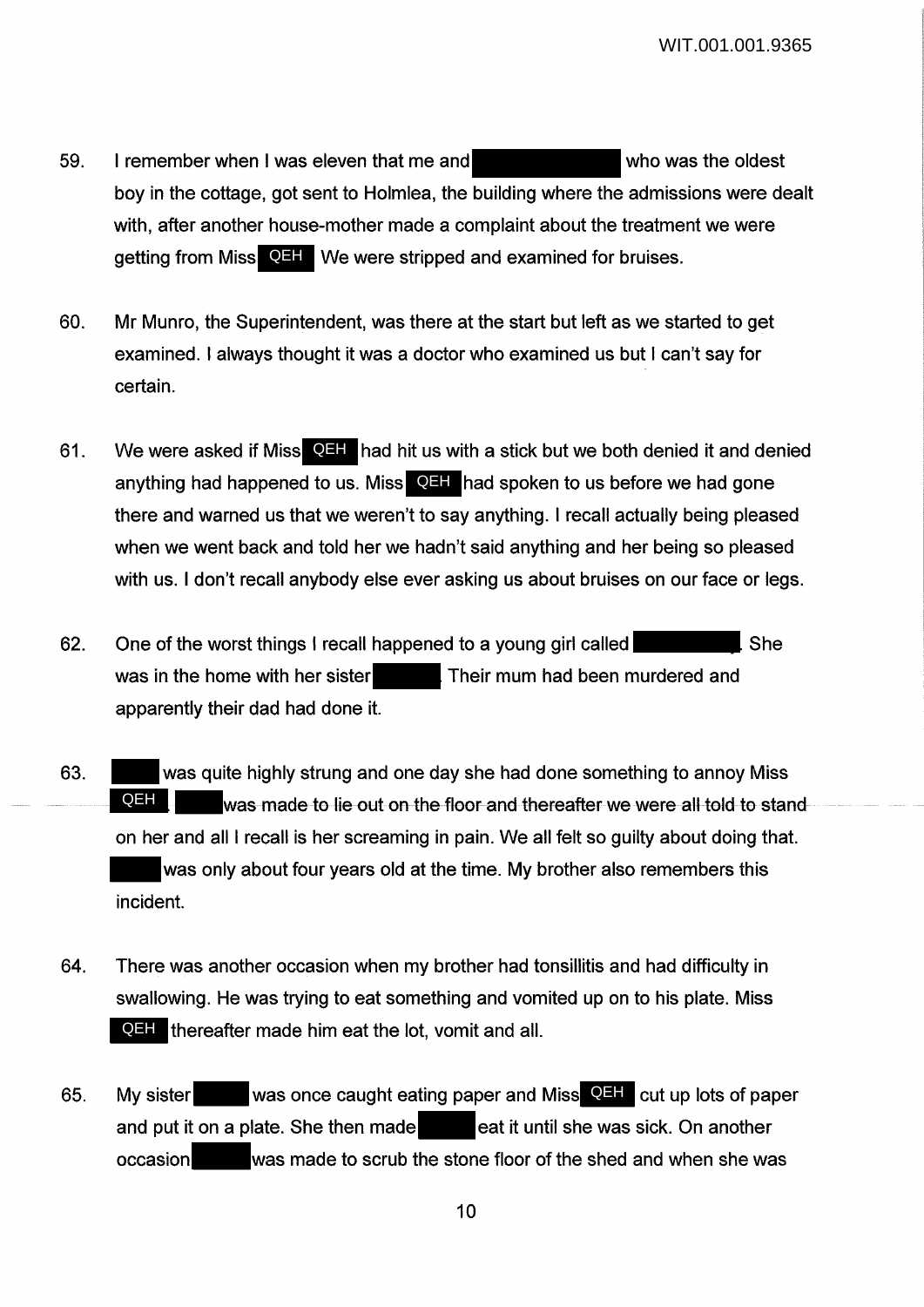59. I remember when I was eleven that me and [redacted] who was the oldest boy in the cottage, got sent to Holmlea, the building where the admissions were dealt with, after another house-mother made a complaint about the treatment we were getting from Miss QEH We were stripped and examined for bruises.

60. Mr Munro, the Superintendent, was there at the start but left as we started to get examined. I always thought it was a doctor who examined us but I can't say for certain.

61. We were asked if Miss QEH had hit us with a stick but we both denied it and denied anything had happened to us. Miss QEH had spoken to us before we had gone there and warned us that we weren't to say anything. I recall actually being pleased when we went back and told her we hadn't said anything and her being so pleased with us. I don't recall anybody else ever asking us about bruises on our face or legs.

62. One of the worst things I recall happened to a young girl called [redacted]. She was in the home with her sister [redacted]. Their mum had been murdered and apparently their dad had done it.

63. [redacted] was quite highly strung and one day she had done something to annoy Miss QEH. [redacted] was made to lie out on the floor and thereafter we were all told to stand on her and all I recall is her screaming in pain. We all felt so guilty about doing that. [redacted] was only about four years old at the time. My brother also remembers this incident.

64. There was another occasion when my brother had tonsillitis and had difficulty in swallowing. He was trying to eat something and vomited up on to his plate. Miss QEH thereafter made him eat the lot, vomit and all.

65. My sister [redacted] was once caught eating paper and Miss QEH cut up lots of paper and put it on a plate. She then made [redacted] eat it until she was sick. On another occasion [redacted] was made to scrub the stone floor of the shed and when she was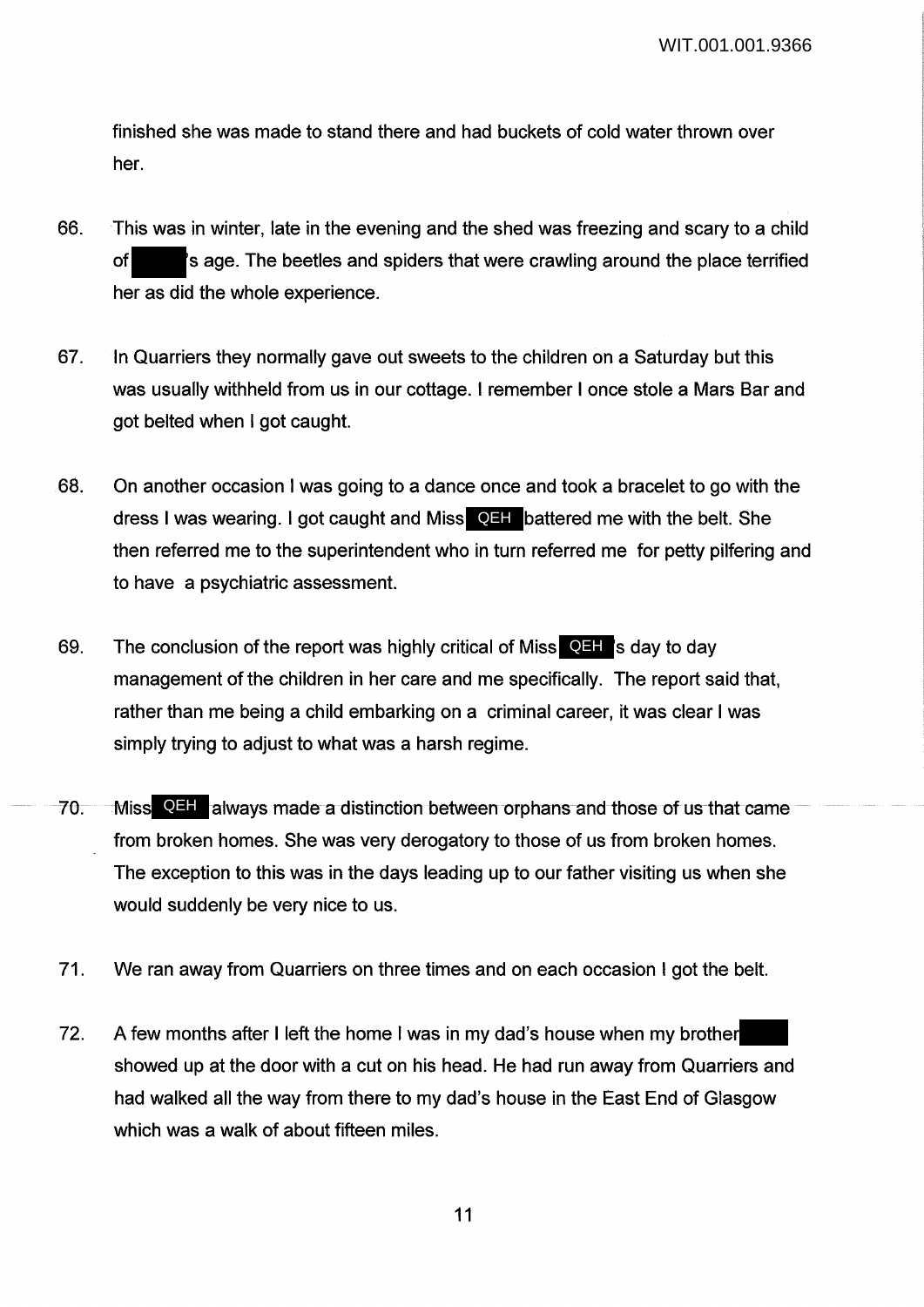finished she was made to stand there and had buckets of cold water thrown over her.

66. This was in winter, late in the evening and the shed was freezing and scary to a child of ████'s age. The beetles and spiders that were crawling around the place terrified her as did the whole experience.

67. In Quarriers they normally gave out sweets to the children on a Saturday but this was usually withheld from us in our cottage. I remember I once stole a Mars Bar and got belted when I got caught.

68. On another occasion I was going to a dance once and took a bracelet to go with the dress I was wearing. I got caught and Miss QEH battered me with the belt. She then referred me to the superintendent who in turn referred me for petty pilfering and to have a psychiatric assessment.

69. The conclusion of the report was highly critical of Miss QEH's day to day management of the children in her care and me specifically. The report said that, rather than me being a child embarking on a criminal career, it was clear I was simply trying to adjust to what was a harsh regime.

70. Miss QEH always made a distinction between orphans and those of us that came from broken homes. She was very derogatory to those of us from broken homes. The exception to this was in the days leading up to our father visiting us when she would suddenly be very nice to us.

71. We ran away from Quarriers on three times and on each occasion I got the belt.

72. A few months after I left the home I was in my dad's house when my brother ████ showed up at the door with a cut on his head. He had run away from Quarriers and had walked all the way from there to my dad's house in the East End of Glasgow which was a walk of about fifteen miles.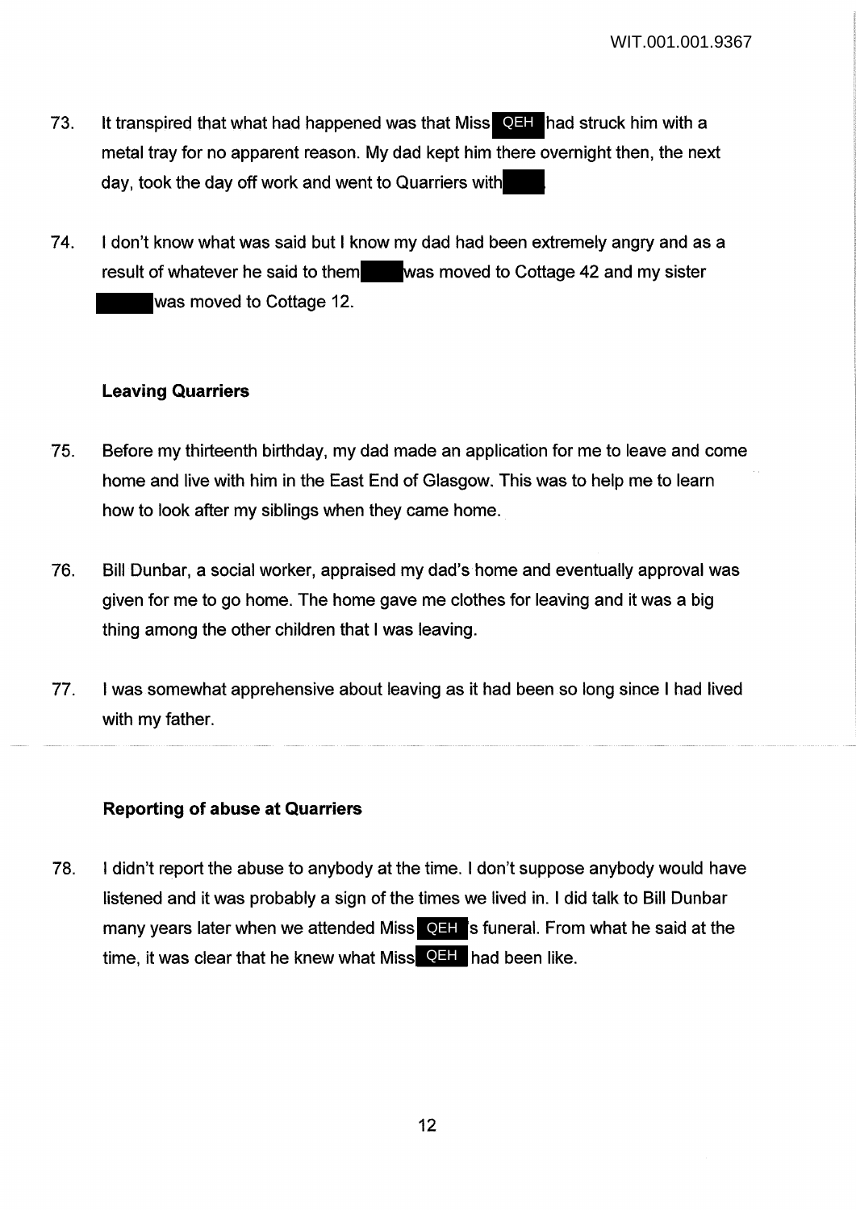73. It transpired that what had happened was that Miss QEH had struck him with a metal tray for no apparent reason. My dad kept him there overnight then, the next day, took the day off work and went to Quarriers with ▇▇▇.

74. I don't know what was said but I know my dad had been extremely angry and as a result of whatever he said to them ▇▇▇ was moved to Cottage 42 and my sister ▇▇▇ was moved to Cottage 12.

### Leaving Quarriers

75. Before my thirteenth birthday, my dad made an application for me to leave and come home and live with him in the East End of Glasgow. This was to help me to learn how to look after my siblings when they came home.

76. Bill Dunbar, a social worker, appraised my dad's home and eventually approval was given for me to go home. The home gave me clothes for leaving and it was a big thing among the other children that I was leaving.

77. I was somewhat apprehensive about leaving as it had been so long since I had lived with my father.

### Reporting of abuse at Quarriers

78. I didn't report the abuse to anybody at the time. I don't suppose anybody would have listened and it was probably a sign of the times we lived in. I did talk to Bill Dunbar many years later when we attended Miss QEH's funeral. From what he said at the time, it was clear that he knew what Miss QEH had been like.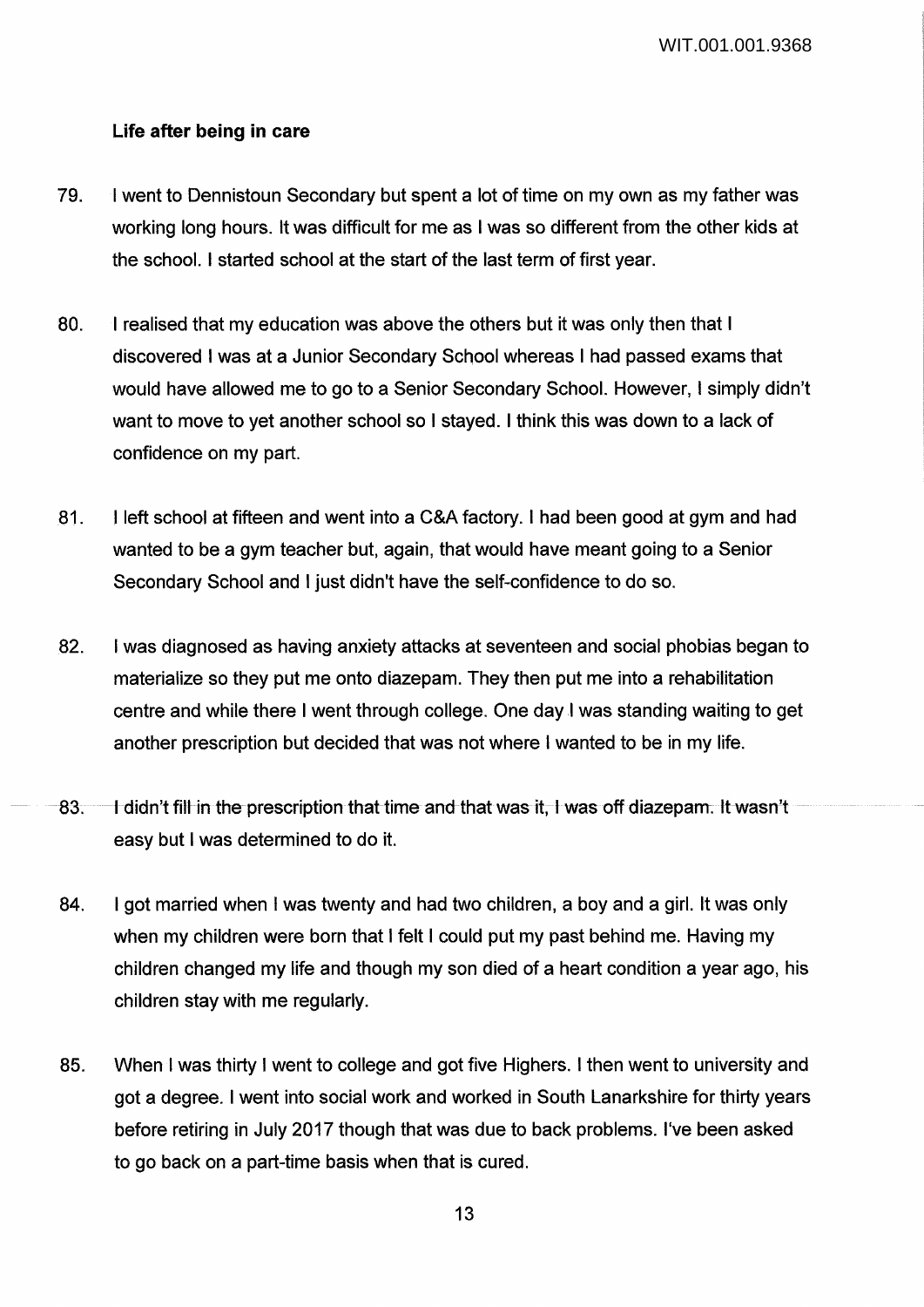**Life after being in care**

79. I went to Dennistoun Secondary but spent a lot of time on my own as my father was working long hours. It was difficult for me as I was so different from the other kids at the school. I started school at the start of the last term of first year.

80. I realised that my education was above the others but it was only then that I discovered I was at a Junior Secondary School whereas I had passed exams that would have allowed me to go to a Senior Secondary School. However, I simply didn't want to move to yet another school so I stayed. I think this was down to a lack of confidence on my part.

81. I left school at fifteen and went into a C&A factory. I had been good at gym and had wanted to be a gym teacher but, again, that would have meant going to a Senior Secondary School and I just didn't have the self-confidence to do so.

82. I was diagnosed as having anxiety attacks at seventeen and social phobias began to materialize so they put me onto diazepam. They then put me into a rehabilitation centre and while there I went through college. One day I was standing waiting to get another prescription but decided that was not where I wanted to be in my life.

83. I didn't fill in the prescription that time and that was it, I was off diazepam. It wasn't easy but I was determined to do it.

84. I got married when I was twenty and had two children, a boy and a girl. It was only when my children were born that I felt I could put my past behind me. Having my children changed my life and though my son died of a heart condition a year ago, his children stay with me regularly.

85. When I was thirty I went to college and got five Highers. I then went to university and got a degree. I went into social work and worked in South Lanarkshire for thirty years before retiring in July 2017 though that was due to back problems. I've been asked to go back on a part-time basis when that is cured.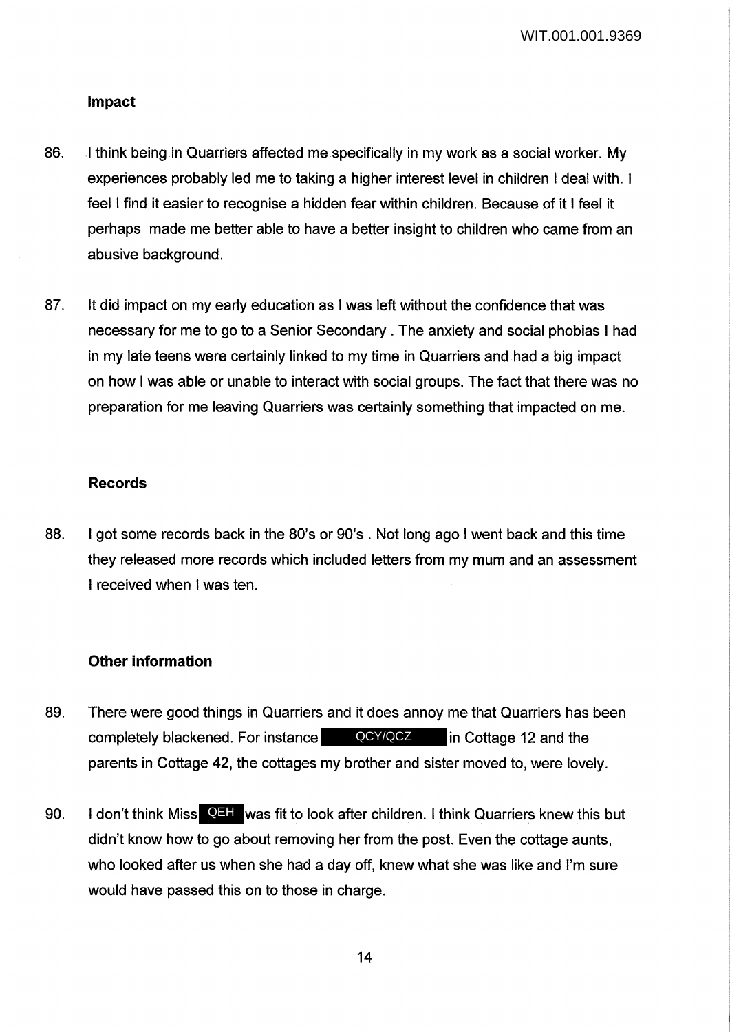### Impact

86. I think being in Quarriers affected me specifically in my work as a social worker. My experiences probably led me to taking a higher interest level in children I deal with. I feel I find it easier to recognise a hidden fear within children. Because of it I feel it perhaps made me better able to have a better insight to children who came from an abusive background.

87. It did impact on my early education as I was left without the confidence that was necessary for me to go to a Senior Secondary . The anxiety and social phobias I had in my late teens were certainly linked to my time in Quarriers and had a big impact on how I was able or unable to interact with social groups. The fact that there was no preparation for me leaving Quarriers was certainly something that impacted on me.

### Records

88. I got some records back in the 80's or 90's . Not long ago I went back and this time they released more records which included letters from my mum and an assessment I received when I was ten.

### Other information

89. There were good things in Quarriers and it does annoy me that Quarriers has been completely blackened. For instance QCY/QCZ in Cottage 12 and the parents in Cottage 42, the cottages my brother and sister moved to, were lovely.

90. I don't think Miss QEH was fit to look after children. I think Quarriers knew this but didn't know how to go about removing her from the post. Even the cottage aunts, who looked after us when she had a day off, knew what she was like and I'm sure would have passed this on to those in charge.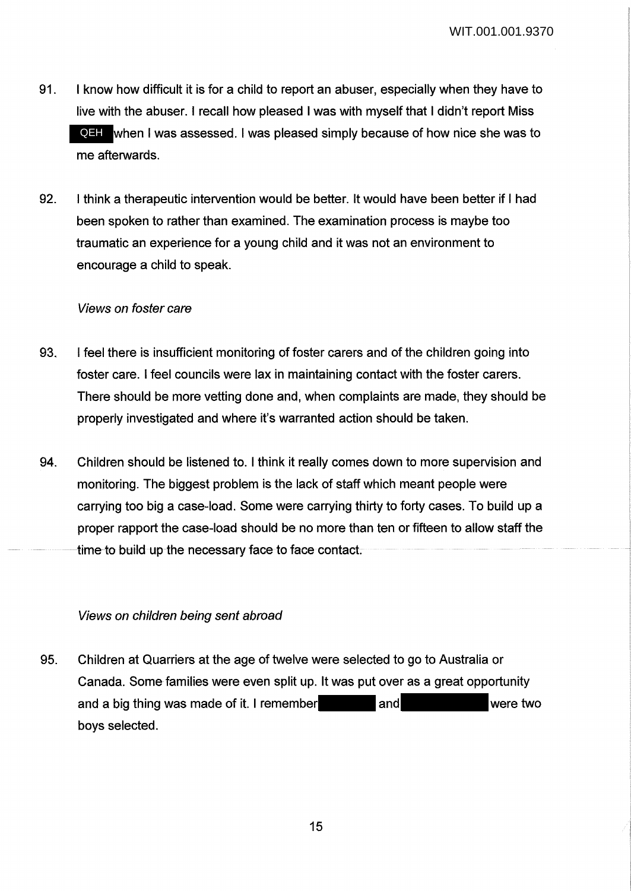91. I know how difficult it is for a child to report an abuser, especially when they have to live with the abuser. I recall how pleased I was with myself that I didn't report Miss QEH when I was assessed. I was pleased simply because of how nice she was to me afterwards.

92. I think a therapeutic intervention would be better. It would have been better if I had been spoken to rather than examined. The examination process is maybe too traumatic an experience for a young child and it was not an environment to encourage a child to speak.

*Views on foster care*

93. I feel there is insufficient monitoring of foster carers and of the children going into foster care. I feel councils were lax in maintaining contact with the foster carers. There should be more vetting done and, when complaints are made, they should be properly investigated and where it's warranted action should be taken.

94. Children should be listened to. I think it really comes down to more supervision and monitoring. The biggest problem is the lack of staff which meant people were carrying too big a case-load. Some were carrying thirty to forty cases. To build up a proper rapport the case-load should be no more than ten or fifteen to allow staff the time to build up the necessary face to face contact.

*Views on children being sent abroad*

95. Children at Quarriers at the age of twelve were selected to go to Australia or Canada. Some families were even split up. It was put over as a great opportunity and a big thing was made of it. I remember [redacted] and [redacted] were two boys selected.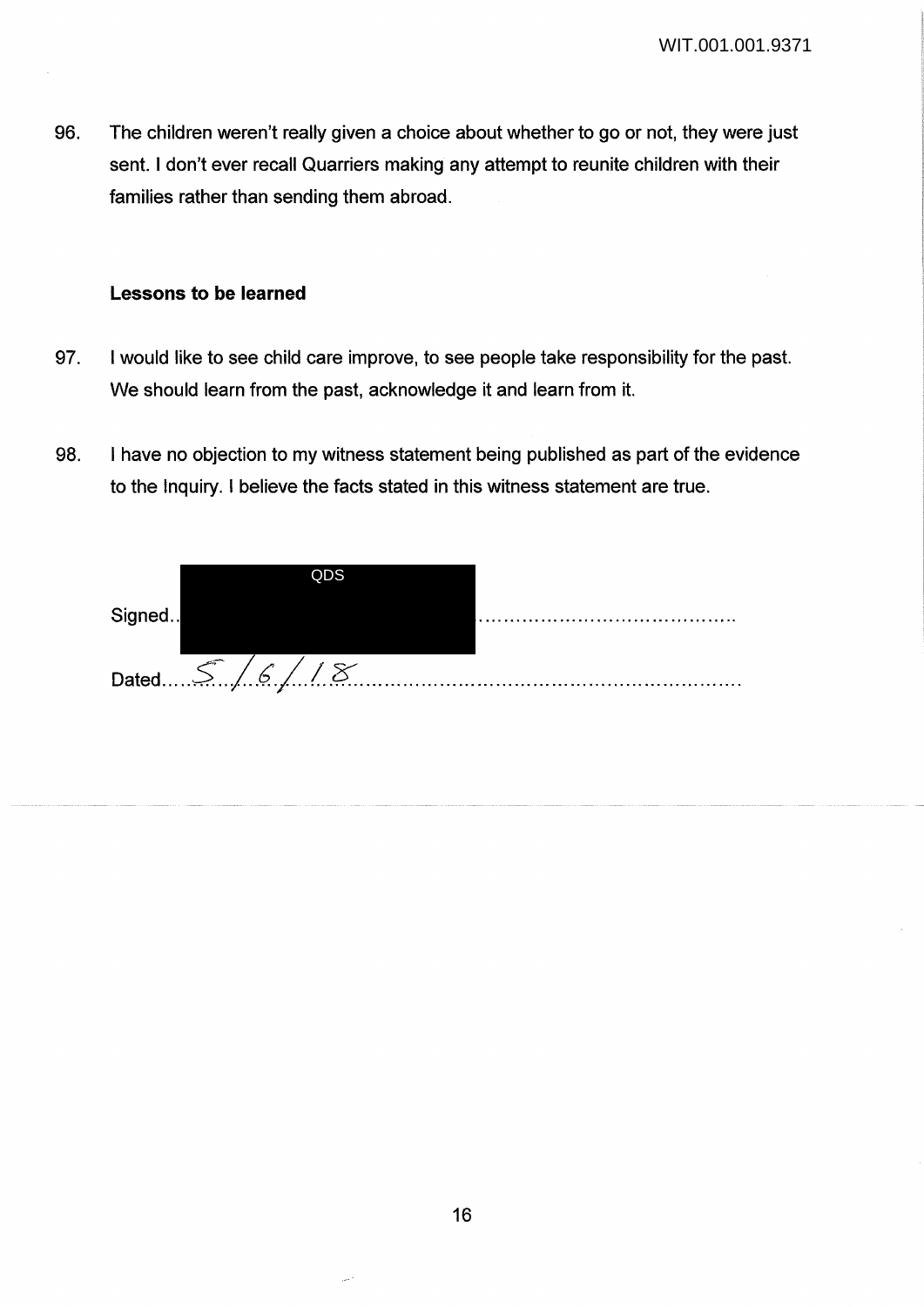96. The children weren't really given a choice about whether to go or not, they were just sent. I don't ever recall Quarriers making any attempt to reunite children with their families rather than sending them abroad.

**Lessons to be learned**

97. I would like to see child care improve, to see people take responsibility for the past. We should learn from the past, acknowledge it and learn from it.

98. I have no objection to my witness statement being published as part of the evidence to the Inquiry. I believe the facts stated in this witness statement are true.

Signed.. QDS ..........................................

Dated....5/6/18..............................................................